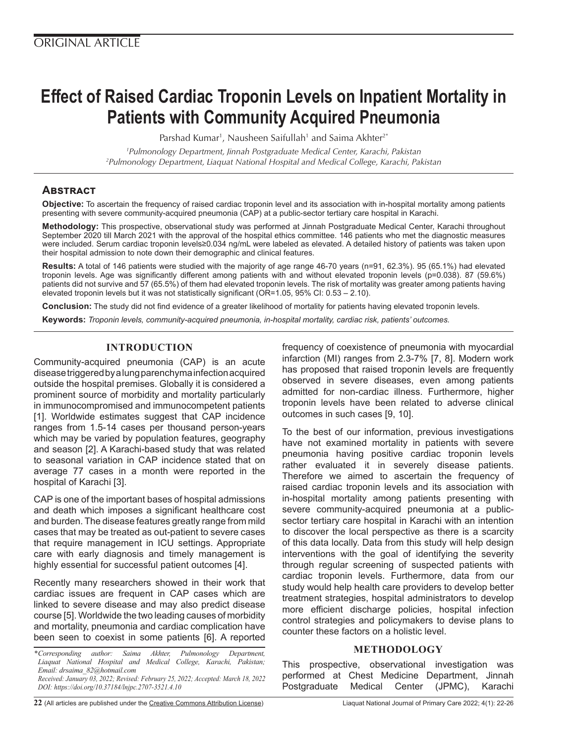ORIGINAL ARTICLE

# Effect of Raised Cardiac Troponin Levels on Inpatient Mortality in Patients with Community Acquired Pneumonia

Parshad Kumar[1], Nausheen Saifullah[1] and Saima Akhter[2*]

*[1]Pulmonology Department, Jinnah Postgraduate Medical Center, Karachi, Pakistan*
*[2]Pulmonology Department, Liaquat National Hospital and Medical College, Karachi, Pakistan*

## Abstract

**Objective:** To ascertain the frequency of raised cardiac troponin level and its association with in-hospital mortality among patients presenting with severe community-acquired pneumonia (CAP) at a public-sector tertiary care hospital in Karachi.

**Methodology:** This prospective, observational study was performed at Jinnah Postgraduate Medical Center, Karachi throughout September 2020 till March 2021 with the approval of the hospital ethics committee. 146 patients who met the diagnostic measures were included. Serum cardiac troponin levels≥0.034 ng/mL were labeled as elevated. A detailed history of patients was taken upon their hospital admission to note down their demographic and clinical features.

**Results:** A total of 146 patients were studied with the majority of age range 46-70 years (n=91, 62.3%). 95 (65.1%) had elevated troponin levels. Age was significantly different among patients with and without elevated troponin levels (p=0.038). 87 (59.6%) patients did not survive and 57 (65.5%) of them had elevated troponin levels. The risk of mortality was greater among patients having elevated troponin levels but it was not statistically significant (OR=1.05, 95% CI: 0.53 – 2.10).

**Conclusion:** The study did not find evidence of a greater likelihood of mortality for patients having elevated troponin levels.

**Keywords:** *Troponin levels, community-acquired pneumonia, in-hospital mortality, cardiac risk, patients' outcomes.*

## INTRODUCTION

Community-acquired pneumonia (CAP) is an acute disease triggered by a lung parenchyma infection acquired outside the hospital premises. Globally it is considered a prominent source of morbidity and mortality particularly in immunocompromised and immunocompetent patients [1]. Worldwide estimates suggest that CAP incidence ranges from 1.5-14 cases per thousand person-years which may be varied by population features, geography and season [2]. A Karachi-based study that was related to seasonal variation in CAP incidence stated that on average 77 cases in a month were reported in the hospital of Karachi [3].

CAP is one of the important bases of hospital admissions and death which imposes a significant healthcare cost and burden. The disease features greatly range from mild cases that may be treated as out-patient to severe cases that require management in ICU settings. Appropriate care with early diagnosis and timely management is highly essential for successful patient outcomes [4].

Recently many researchers showed in their work that cardiac issues are frequent in CAP cases which are linked to severe disease and may also predict disease course [5]. Worldwide the two leading causes of morbidity and mortality, pneumonia and cardiac complication have been seen to coexist in some patients [6]. A reported frequency of coexistence of pneumonia with myocardial infarction (MI) ranges from 2.3-7% [7, 8]. Modern work has proposed that raised troponin levels are frequently observed in severe diseases, even among patients admitted for non-cardiac illness. Furthermore, higher troponin levels have been related to adverse clinical outcomes in such cases [9, 10].

To the best of our information, previous investigations have not examined mortality in patients with severe pneumonia having positive cardiac troponin levels rather evaluated it in severely disease patients. Therefore we aimed to ascertain the frequency of raised cardiac troponin levels and its association with in-hospital mortality among patients presenting with severe community-acquired pneumonia at a public-sector tertiary care hospital in Karachi with an intention to discover the local perspective as there is a scarcity of this data locally. Data from this study will help design interventions with the goal of identifying the severity through regular screening of suspected patients with cardiac troponin levels. Furthermore, data from our study would help health care providers to develop better treatment strategies, hospital administrators to develop more efficient discharge policies, hospital infection control strategies and policymakers to devise plans to counter these factors on a holistic level.

## METHODOLOGY

This prospective, observational investigation was performed at Chest Medicine Department, Jinnah Postgraduate Medical Center (JPMC), Karachi

*\*Corresponding author: Saima Akhter, Pulmonology Department, Liaquat National Hospital and Medical College, Karachi, Pakistan; Email: drsaima_82@hotmail.com*
*Received: January 03, 2022; Revised: February 25, 2022; Accepted: March 18, 2022*
*DOI: https://doi.org/10.37184/lnjpc.2707-3521.4.10*

(All articles are published under the Creative Commons Attribution License)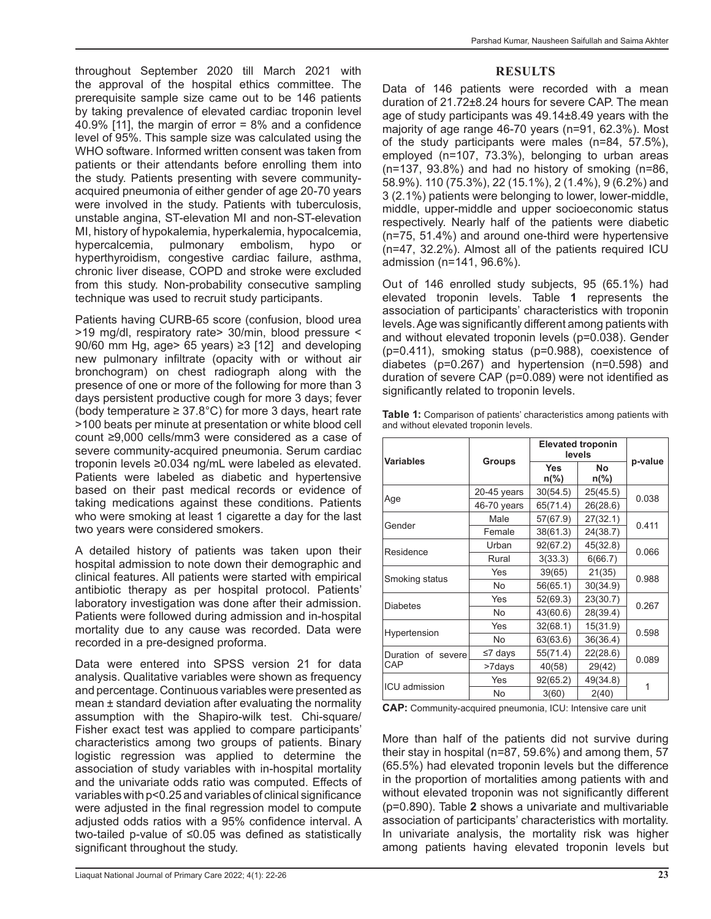throughout September 2020 till March 2021 with the approval of the hospital ethics committee. The prerequisite sample size came out to be 146 patients by taking prevalence of elevated cardiac troponin level 40.9% [11], the margin of error = 8% and a confidence level of 95%. This sample size was calculated using the WHO software. Informed written consent was taken from patients or their attendants before enrolling them into the study. Patients presenting with severe community-acquired pneumonia of either gender of age 20-70 years were involved in the study. Patients with tuberculosis, unstable angina, ST-elevation MI and non-ST-elevation MI, history of hypokalemia, hyperkalemia, hypocalcemia, hypercalcemia, pulmonary embolism, hypo or hyperthyroidism, congestive cardiac failure, asthma, chronic liver disease, COPD and stroke were excluded from this study. Non-probability consecutive sampling technique was used to recruit study participants.

Patients having CURB-65 score (confusion, blood urea >19 mg/dl, respiratory rate> 30/min, blood pressure < 90/60 mm Hg, age> 65 years) ≥3 [12] and developing new pulmonary infiltrate (opacity with or without air bronchogram) on chest radiograph along with the presence of one or more of the following for more than 3 days persistent productive cough for more 3 days; fever (body temperature ≥ 37.8°C) for more 3 days, heart rate >100 beats per minute at presentation or white blood cell count ≥9,000 cells/mm3 were considered as a case of severe community-acquired pneumonia. Serum cardiac troponin levels ≥0.034 ng/mL were labeled as elevated. Patients were labeled as diabetic and hypertensive based on their past medical records or evidence of taking medications against these conditions. Patients who were smoking at least 1 cigarette a day for the last two years were considered smokers.

A detailed history of patients was taken upon their hospital admission to note down their demographic and clinical features. All patients were started with empirical antibiotic therapy as per hospital protocol. Patients' laboratory investigation was done after their admission. Patients were followed during admission and in-hospital mortality due to any cause was recorded. Data were recorded in a pre-designed proforma.

Data were entered into SPSS version 21 for data analysis. Qualitative variables were shown as frequency and percentage. Continuous variables were presented as mean ± standard deviation after evaluating the normality assumption with the Shapiro-wilk test. Chi-square/ Fisher exact test was applied to compare participants' characteristics among two groups of patients. Binary logistic regression was applied to determine the association of study variables with in-hospital mortality and the univariate odds ratio was computed. Effects of variables with p<0.25 and variables of clinical significance were adjusted in the final regression model to compute adjusted odds ratios with a 95% confidence interval. A two-tailed p-value of ≤0.05 was defined as statistically significant throughout the study.

## RESULTS

Data of 146 patients were recorded with a mean duration of 21.72±8.24 hours for severe CAP. The mean age of study participants was 49.14±8.49 years with the majority of age range 46-70 years (n=91, 62.3%). Most of the study participants were males (n=84, 57.5%), employed (n=107, 73.3%), belonging to urban areas (n=137, 93.8%) and had no history of smoking (n=86, 58.9%). 110 (75.3%), 22 (15.1%), 2 (1.4%), 9 (6.2%) and 3 (2.1%) patients were belonging to lower, lower-middle, middle, upper-middle and upper socioeconomic status respectively. Nearly half of the patients were diabetic (n=75, 51.4%) and around one-third were hypertensive (n=47, 32.2%). Almost all of the patients required ICU admission (n=141, 96.6%).

Out of 146 enrolled study subjects, 95 (65.1%) had elevated troponin levels. Table **1** represents the association of participants' characteristics with troponin levels. Age was significantly different among patients with and without elevated troponin levels (p=0.038). Gender (p=0.411), smoking status (p=0.988), coexistence of diabetes (p=0.267) and hypertension (n=0.598) and duration of severe CAP (p=0.089) were not identified as significantly related to troponin levels.

**Table 1:** Comparison of patients' characteristics among patients with and without elevated troponin levels.

| Variables | Groups | Elevated troponin levels | | p-value |
|---|---|---|---|---|
| | | Yes n(%) | No n(%) | |
| Age | 20-45 years | 30(54.5) | 25(45.5) | 0.038 |
| | 46-70 years | 65(71.4) | 26(28.6) | |
| Gender | Male | 57(67.9) | 27(32.1) | 0.411 |
| | Female | 38(61.3) | 24(38.7) | |
| Residence | Urban | 92(67.2) | 45(32.8) | 0.066 |
| | Rural | 3(33.3) | 6(66.7) | |
| Smoking status | Yes | 39(65) | 21(35) | 0.988 |
| | No | 56(65.1) | 30(34.9) | |
| Diabetes | Yes | 52(69.3) | 23(30.7) | 0.267 |
| | No | 43(60.6) | 28(39.4) | |
| Hypertension | Yes | 32(68.1) | 15(31.9) | 0.598 |
| | No | 63(63.6) | 36(36.4) | |
| Duration of severe CAP | ≤7 days | 55(71.4) | 22(28.6) | 0.089 |
| | >7days | 40(58) | 29(42) | |
| ICU admission | Yes | 92(65.2) | 49(34.8) | 1 |
| | No | 3(60) | 2(40) | |

**CAP:** Community-acquired pneumonia, ICU: Intensive care unit

More than half of the patients did not survive during their stay in hospital (n=87, 59.6%) and among them, 57 (65.5%) had elevated troponin levels but the difference in the proportion of mortalities among patients with and without elevated troponin was not significantly different (p=0.890). Table **2** shows a univariate and multivariable association of participants' characteristics with mortality. In univariate analysis, the mortality risk was higher among patients having elevated troponin levels but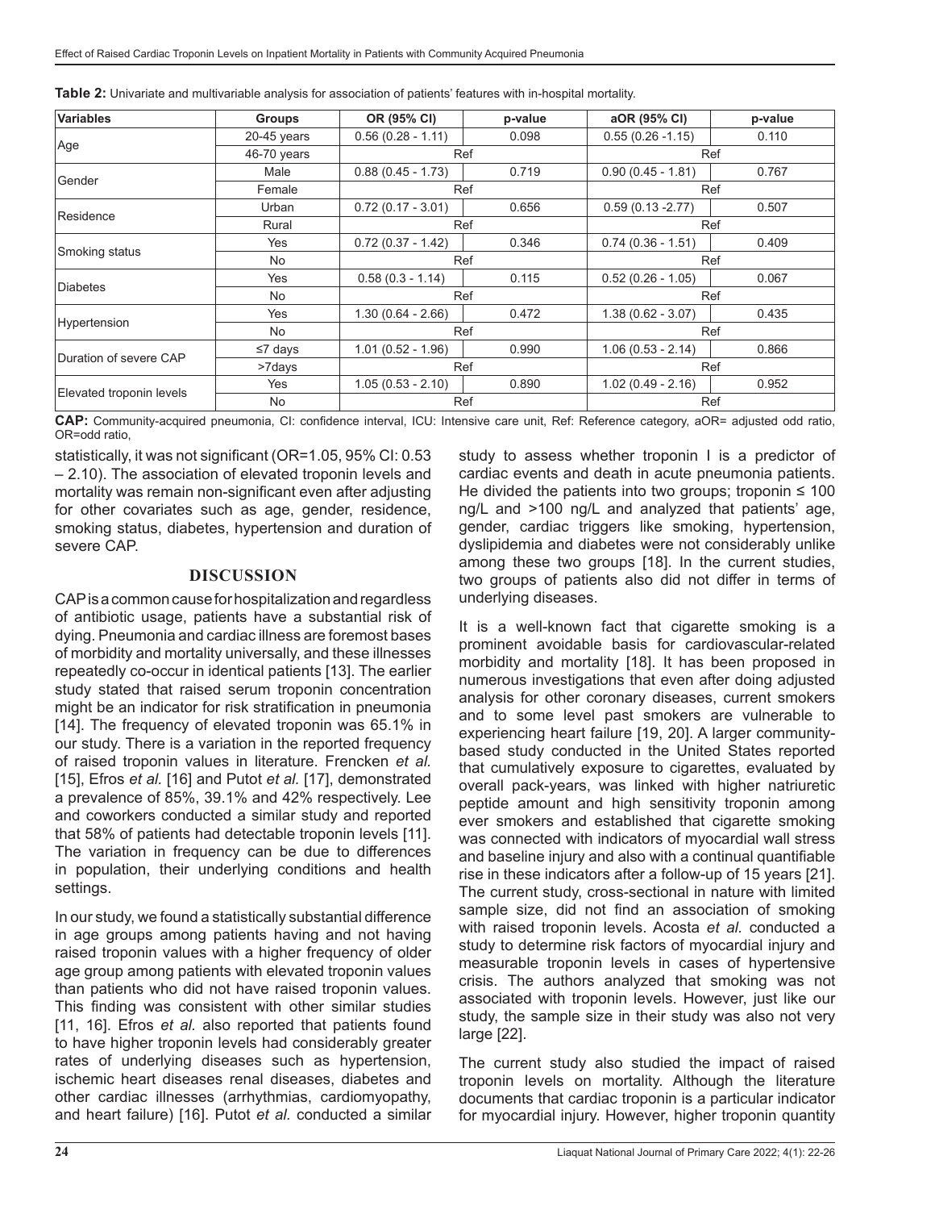**Table 2:** Univariate and multivariable analysis for association of patients' features with in-hospital mortality.

| Variables | Groups | OR (95% CI) | p-value | aOR (95% CI) | p-value |
|---|---|---|---|---|---|
| Age | 20-45 years | 0.56 (0.28 - 1.11) | 0.098 | 0.55 (0.26 -1.15) | 0.110 |
| | 46-70 years | Ref | | Ref | |
| Gender | Male | 0.88 (0.45 - 1.73) | 0.719 | 0.90 (0.45 - 1.81) | 0.767 |
| | Female | Ref | | Ref | |
| Residence | Urban | 0.72 (0.17 - 3.01) | 0.656 | 0.59 (0.13 -2.77) | 0.507 |
| | Rural | Ref | | Ref | |
| Smoking status | Yes | 0.72 (0.37 - 1.42) | 0.346 | 0.74 (0.36 - 1.51) | 0.409 |
| | No | Ref | | Ref | |
| Diabetes | Yes | 0.58 (0.3 - 1.14) | 0.115 | 0.52 (0.26 - 1.05) | 0.067 |
| | No | Ref | | Ref | |
| Hypertension | Yes | 1.30 (0.64 - 2.66) | 0.472 | 1.38 (0.62 - 3.07) | 0.435 |
| | No | Ref | | Ref | |
| Duration of severe CAP | ≤7 days | 1.01 (0.52 - 1.96) | 0.990 | 1.06 (0.53 - 2.14) | 0.866 |
| | >7days | Ref | | Ref | |
| Elevated troponin levels | Yes | 1.05 (0.53 - 2.10) | 0.890 | 1.02 (0.49 - 2.16) | 0.952 |
| | No | Ref | | Ref | |

**CAP:** Community-acquired pneumonia, CI: confidence interval, ICU: Intensive care unit, Ref: Reference category, aOR= adjusted odd ratio, OR=odd ratio,

statistically, it was not significant (OR=1.05, 95% CI: 0.53 – 2.10). The association of elevated troponin levels and mortality was remain non-significant even after adjusting for other covariates such as age, gender, residence, smoking status, diabetes, hypertension and duration of severe CAP.

## DISCUSSION

CAP is a common cause for hospitalization and regardless of antibiotic usage, patients have a substantial risk of dying. Pneumonia and cardiac illness are foremost bases of morbidity and mortality universally, and these illnesses repeatedly co-occur in identical patients [13]. The earlier study stated that raised serum troponin concentration might be an indicator for risk stratification in pneumonia [14]. The frequency of elevated troponin was 65.1% in our study. There is a variation in the reported frequency of raised troponin values in literature. Frencken *et al.* [15], Efros *et al.* [16] and Putot *et al.* [17], demonstrated a prevalence of 85%, 39.1% and 42% respectively. Lee and coworkers conducted a similar study and reported that 58% of patients had detectable troponin levels [11]. The variation in frequency can be due to differences in population, their underlying conditions and health settings.

In our study, we found a statistically substantial difference in age groups among patients having and not having raised troponin values with a higher frequency of older age group among patients with elevated troponin values than patients who did not have raised troponin values. This finding was consistent with other similar studies [11, 16]. Efros *et al.* also reported that patients found to have higher troponin levels had considerably greater rates of underlying diseases such as hypertension, ischemic heart diseases renal diseases, diabetes and other cardiac illnesses (arrhythmias, cardiomyopathy, and heart failure) [16]. Putot *et al.* conducted a similar study to assess whether troponin I is a predictor of cardiac events and death in acute pneumonia patients. He divided the patients into two groups; troponin ≤ 100 ng/L and >100 ng/L and analyzed that patients' age, gender, cardiac triggers like smoking, hypertension, dyslipidemia and diabetes were not considerably unlike among these two groups [18]. In the current studies, two groups of patients also did not differ in terms of underlying diseases.

It is a well-known fact that cigarette smoking is a prominent avoidable basis for cardiovascular-related morbidity and mortality [18]. It has been proposed in numerous investigations that even after doing adjusted analysis for other coronary diseases, current smokers and to some level past smokers are vulnerable to experiencing heart failure [19, 20]. A larger community-based study conducted in the United States reported that cumulatively exposure to cigarettes, evaluated by overall pack-years, was linked with higher natriuretic peptide amount and high sensitivity troponin among ever smokers and established that cigarette smoking was connected with indicators of myocardial wall stress and baseline injury and also with a continual quantifiable rise in these indicators after a follow-up of 15 years [21]. The current study, cross-sectional in nature with limited sample size, did not find an association of smoking with raised troponin levels. Acosta *et al.* conducted a study to determine risk factors of myocardial injury and measurable troponin levels in cases of hypertensive crisis. The authors analyzed that smoking was not associated with troponin levels. However, just like our study, the sample size in their study was also not very large [22].

The current study also studied the impact of raised troponin levels on mortality. Although the literature documents that cardiac troponin is a particular indicator for myocardial injury. However, higher troponin quantity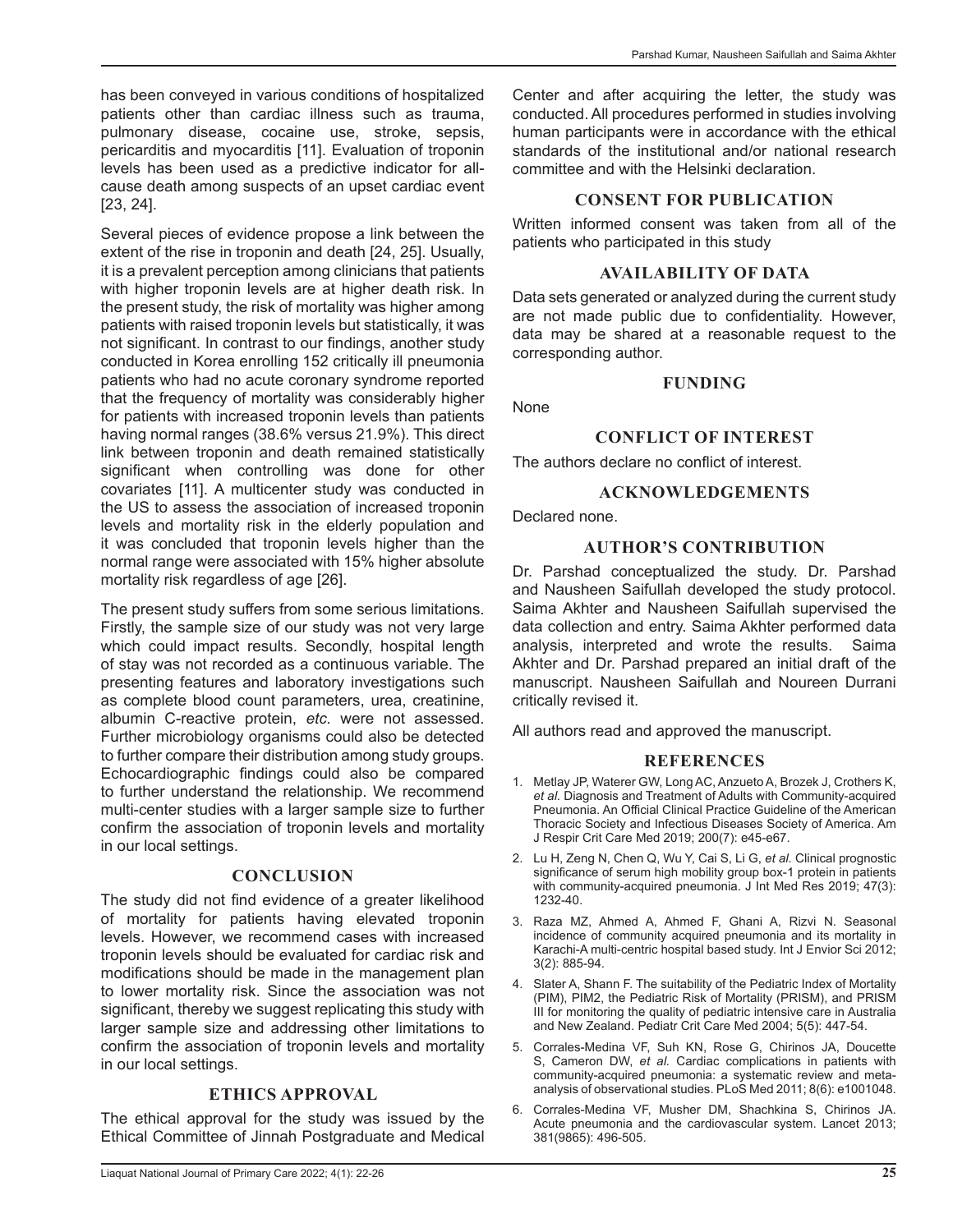has been conveyed in various conditions of hospitalized patients other than cardiac illness such as trauma, pulmonary disease, cocaine use, stroke, sepsis, pericarditis and myocarditis [11]. Evaluation of troponin levels has been used as a predictive indicator for all-cause death among suspects of an upset cardiac event [23, 24].

Several pieces of evidence propose a link between the extent of the rise in troponin and death [24, 25]. Usually, it is a prevalent perception among clinicians that patients with higher troponin levels are at higher death risk. In the present study, the risk of mortality was higher among patients with raised troponin levels but statistically, it was not significant. In contrast to our findings, another study conducted in Korea enrolling 152 critically ill pneumonia patients who had no acute coronary syndrome reported that the frequency of mortality was considerably higher for patients with increased troponin levels than patients having normal ranges (38.6% versus 21.9%). This direct link between troponin and death remained statistically significant when controlling was done for other covariates [11]. A multicenter study was conducted in the US to assess the association of increased troponin levels and mortality risk in the elderly population and it was concluded that troponin levels higher than the normal range were associated with 15% higher absolute mortality risk regardless of age [26].

The present study suffers from some serious limitations. Firstly, the sample size of our study was not very large which could impact results. Secondly, hospital length of stay was not recorded as a continuous variable. The presenting features and laboratory investigations such as complete blood count parameters, urea, creatinine, albumin C-reactive protein, *etc.* were not assessed. Further microbiology organisms could also be detected to further compare their distribution among study groups. Echocardiographic findings could also be compared to further understand the relationship. We recommend multi-center studies with a larger sample size to further confirm the association of troponin levels and mortality in our local settings.

## CONCLUSION

The study did not find evidence of a greater likelihood of mortality for patients having elevated troponin levels. However, we recommend cases with increased troponin levels should be evaluated for cardiac risk and modifications should be made in the management plan to lower mortality risk. Since the association was not significant, thereby we suggest replicating this study with larger sample size and addressing other limitations to confirm the association of troponin levels and mortality in our local settings.

## ETHICS APPROVAL

The ethical approval for the study was issued by the Ethical Committee of Jinnah Postgraduate and Medical Center and after acquiring the letter, the study was conducted. All procedures performed in studies involving human participants were in accordance with the ethical standards of the institutional and/or national research committee and with the Helsinki declaration.

## CONSENT FOR PUBLICATION

Written informed consent was taken from all of the patients who participated in this study

## AVAILABILITY OF DATA

Data sets generated or analyzed during the current study are not made public due to confidentiality. However, data may be shared at a reasonable request to the corresponding author.

## FUNDING

None

## CONFLICT OF INTEREST

The authors declare no conflict of interest.

## ACKNOWLEDGEMENTS

Declared none.

## AUTHOR'S CONTRIBUTION

Dr. Parshad conceptualized the study. Dr. Parshad and Nausheen Saifullah developed the study protocol. Saima Akhter and Nausheen Saifullah supervised the data collection and entry. Saima Akhter performed data analysis, interpreted and wrote the results. Saima Akhter and Dr. Parshad prepared an initial draft of the manuscript. Nausheen Saifullah and Noureen Durrani critically revised it.

All authors read and approved the manuscript.

## REFERENCES

1. Metlay JP, Waterer GW, Long AC, Anzueto A, Brozek J, Crothers K, *et al.* Diagnosis and Treatment of Adults with Community-acquired Pneumonia. An Official Clinical Practice Guideline of the American Thoracic Society and Infectious Diseases Society of America. Am J Respir Crit Care Med 2019; 200(7): e45-e67.
2. Lu H, Zeng N, Chen Q, Wu Y, Cai S, Li G, *et al.* Clinical prognostic significance of serum high mobility group box-1 protein in patients with community-acquired pneumonia. J Int Med Res 2019; 47(3): 1232-40.
3. Raza MZ, Ahmed A, Ahmed F, Ghani A, Rizvi N. Seasonal incidence of community acquired pneumonia and its mortality in Karachi-A multi-centric hospital based study. Int J Envior Sci 2012; 3(2): 885-94.
4. Slater A, Shann F. The suitability of the Pediatric Index of Mortality (PIM), PIM2, the Pediatric Risk of Mortality (PRISM), and PRISM III for monitoring the quality of pediatric intensive care in Australia and New Zealand. Pediatr Crit Care Med 2004; 5(5): 447-54.
5. Corrales-Medina VF, Suh KN, Rose G, Chirinos JA, Doucette S, Cameron DW, *et al.* Cardiac complications in patients with community-acquired pneumonia: a systematic review and meta-analysis of observational studies. PLoS Med 2011; 8(6): e1001048.
6. Corrales-Medina VF, Musher DM, Shachkina S, Chirinos JA. Acute pneumonia and the cardiovascular system. Lancet 2013; 381(9865): 496-505.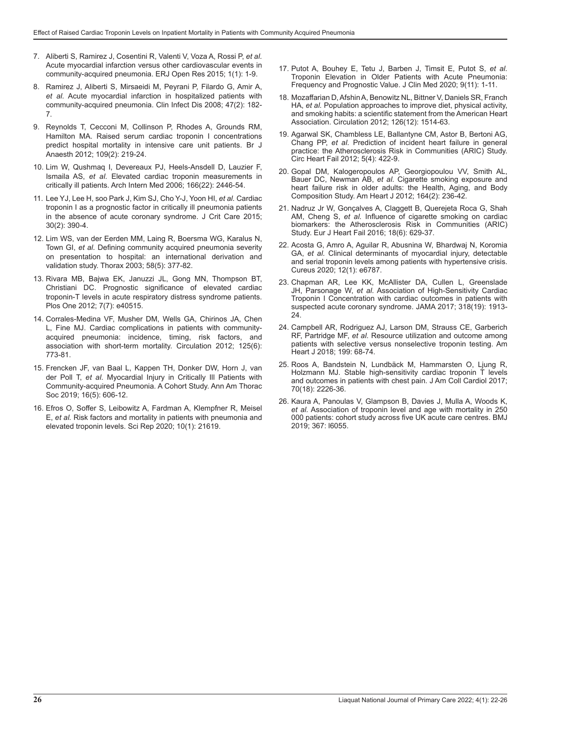7. Aliberti S, Ramirez J, Cosentini R, Valenti V, Voza A, Rossi P, *et al.* Acute myocardial infarction versus other cardiovascular events in community-acquired pneumonia. ERJ Open Res 2015; 1(1): 1-9.

8. Ramirez J, Aliberti S, Mirsaeidi M, Peyrani P, Filardo G, Amir A, *et al.* Acute myocardial infarction in hospitalized patients with community-acquired pneumonia. Clin Infect Dis 2008; 47(2): 182-7.

9. Reynolds T, Cecconi M, Collinson P, Rhodes A, Grounds RM, Hamilton MA. Raised serum cardiac troponin I concentrations predict hospital mortality in intensive care unit patients. Br J Anaesth 2012; 109(2): 219-24.

10. Lim W, Qushmaq I, Devereaux PJ, Heels-Ansdell D, Lauzier F, Ismaila AS, *et al.* Elevated cardiac troponin measurements in critically ill patients. Arch Intern Med 2006; 166(22): 2446-54.

11. Lee YJ, Lee H, soo Park J, Kim SJ, Cho Y-J, Yoon HI, *et al.* Cardiac troponin I as a prognostic factor in critically ill pneumonia patients in the absence of acute coronary syndrome. J Crit Care 2015; 30(2): 390-4.

12. Lim WS, van der Eerden MM, Laing R, Boersma WG, Karalus N, Town GI, *et al.* Defining community acquired pneumonia severity on presentation to hospital: an international derivation and validation study. Thorax 2003; 58(5): 377-82.

13. Rivara MB, Bajwa EK, Januzzi JL, Gong MN, Thompson BT, Christiani DC. Prognostic significance of elevated cardiac troponin-T levels in acute respiratory distress syndrome patients. Plos One 2012; 7(7): e40515.

14. Corrales-Medina VF, Musher DM, Wells GA, Chirinos JA, Chen L, Fine MJ. Cardiac complications in patients with community-acquired pneumonia: incidence, timing, risk factors, and association with short-term mortality. Circulation 2012; 125(6): 773-81.

15. Frencken JF, van Baal L, Kappen TH, Donker DW, Horn J, van der Poll T, *et al*. Myocardial Injury in Critically Ill Patients with Community-acquired Pneumonia. A Cohort Study. Ann Am Thorac Soc 2019; 16(5): 606-12.

16. Efros O, Soffer S, Leibowitz A, Fardman A, Klempfner R, Meisel E, *et al.* Risk factors and mortality in patients with pneumonia and elevated troponin levels. Sci Rep 2020; 10(1): 21619.

17. Putot A, Bouhey E, Tetu J, Barben J, Timsit E, Putot S, *et al.* Troponin Elevation in Older Patients with Acute Pneumonia: Frequency and Prognostic Value. J Clin Med 2020; 9(11): 1-11.

18. Mozaffarian D, Afshin A, Benowitz NL, Bittner V, Daniels SR, Franch HA, *et al.* Population approaches to improve diet, physical activity, and smoking habits: a scientific statement from the American Heart Association. Circulation 2012; 126(12): 1514-63.

19. Agarwal SK, Chambless LE, Ballantyne CM, Astor B, Bertoni AG, Chang PP, *et al.* Prediction of incident heart failure in general practice: the Atherosclerosis Risk in Communities (ARIC) Study. Circ Heart Fail 2012; 5(4): 422-9.

20. Gopal DM, Kalogeropoulos AP, Georgiopoulou VV, Smith AL, Bauer DC, Newman AB, *et al.* Cigarette smoking exposure and heart failure risk in older adults: the Health, Aging, and Body Composition Study. Am Heart J 2012; 164(2): 236-42.

21. Nadruz Jr W, Gonçalves A, Claggett B, Querejeta Roca G, Shah AM, Cheng S, *et al.* Influence of cigarette smoking on cardiac biomarkers: the Atherosclerosis Risk in Communities (ARIC) Study. Eur J Heart Fail 2016; 18(6): 629-37.

22. Acosta G, Amro A, Aguilar R, Abusnina W, Bhardwaj N, Koromia GA, *et al.* Clinical determinants of myocardial injury, detectable and serial troponin levels among patients with hypertensive crisis. Cureus 2020; 12(1): e6787.

23. Chapman AR, Lee KK, McAllister DA, Cullen L, Greenslade JH, Parsonage W, *et al.* Association of High-Sensitivity Cardiac Troponin I Concentration with cardiac outcomes in patients with suspected acute coronary syndrome. JAMA 2017; 318(19): 1913-24.

24. Campbell AR, Rodriguez AJ, Larson DM, Strauss CE, Garberich RF, Partridge MF, *et al.* Resource utilization and outcome among patients with selective versus nonselective troponin testing. Am Heart J 2018; 199: 68-74.

25. Roos A, Bandstein N, Lundbäck M, Hammarsten O, Ljung R, Holzmann MJ. Stable high-sensitivity cardiac troponin T levels and outcomes in patients with chest pain. J Am Coll Cardiol 2017; 70(18): 2226-36.

26. Kaura A, Panoulas V, Glampson B, Davies J, Mulla A, Woods K, *et al.* Association of troponin level and age with mortality in 250 000 patients: cohort study across five UK acute care centres. BMJ 2019; 367: l6055.